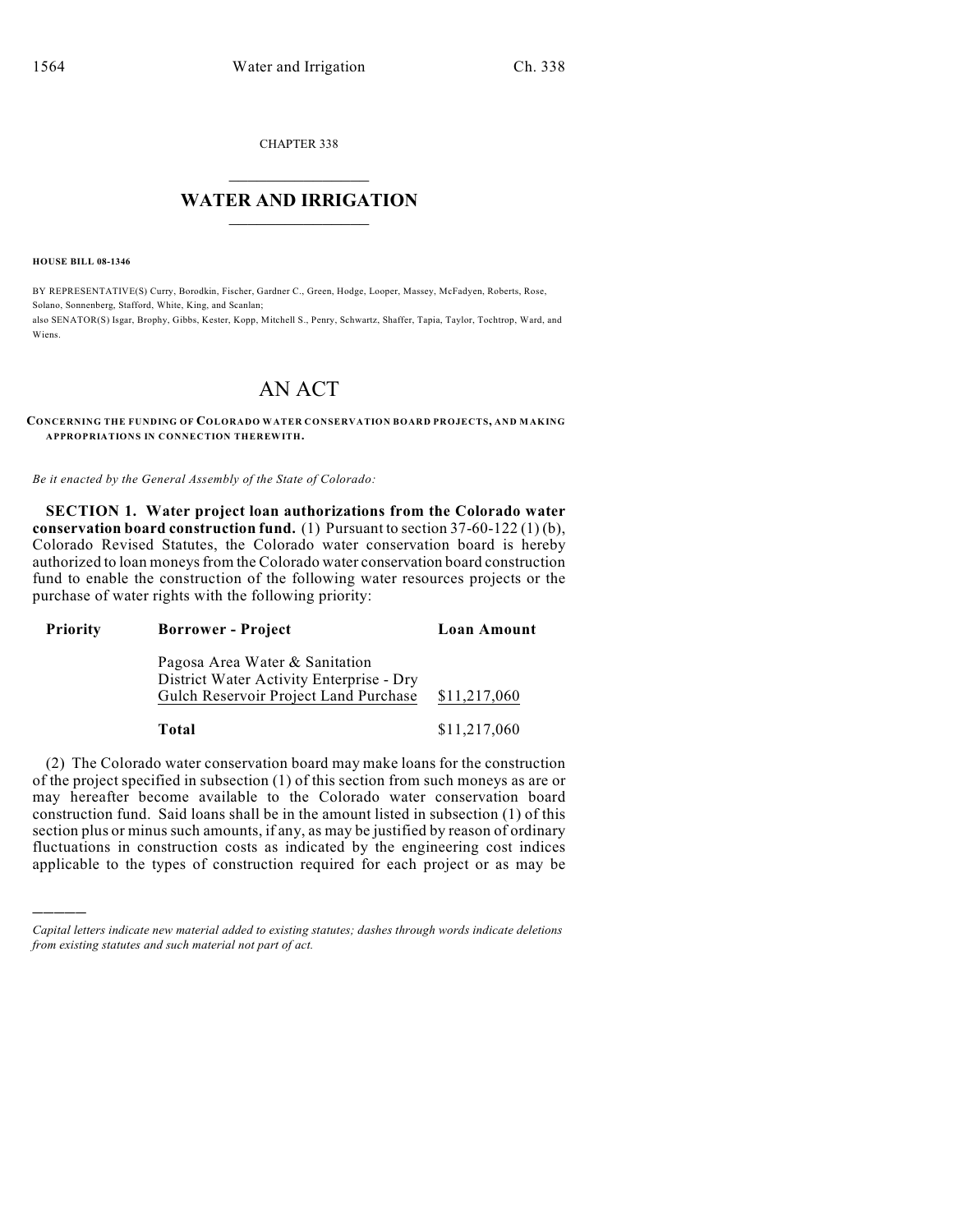CHAPTER 338

# WATER AND IRRIGATION

**HOUSE BILL 08-1346**

BY REPRESENTATIVE(S) Curry, Borodkin, Fischer, Gardner C., Green, Hodge, Looper, Massey, McFadyen, Roberts, Rose, Solano, Sonnenberg, Stafford, White, King, and Scanlan;
also SENATOR(S) Isgar, Brophy, Gibbs, Kester, Kopp, Mitchell S., Penry, Schwartz, Shaffer, Tapia, Taylor, Tochtrop, Ward, and Wiens.

# AN ACT

**CONCERNING THE FUNDING OF COLORADO WATER CONSERVATION BOARD PROJECTS, AND MAKING APPROPRIATIONS IN CONNECTION THEREWITH.**

*Be it enacted by the General Assembly of the State of Colorado:*

**SECTION 1. Water project loan authorizations from the Colorado water conservation board construction fund.** (1) Pursuant to section 37-60-122 (1) (b), Colorado Revised Statutes, the Colorado water conservation board is hereby authorized to loan moneys from the Colorado water conservation board construction fund to enable the construction of the following water resources projects or the purchase of water rights with the following priority:

| Priority | Borrower - Project | Loan Amount |
|---|---|---|
| | Pagosa Area Water & Sanitation District Water Activity Enterprise - Dry Gulch Reservoir Project Land Purchase | $11,217,060 |
| | **Total** | $11,217,060 |

(2) The Colorado water conservation board may make loans for the construction of the project specified in subsection (1) of this section from such moneys as are or may hereafter become available to the Colorado water conservation board construction fund. Said loans shall be in the amount listed in subsection (1) of this section plus or minus such amounts, if any, as may be justified by reason of ordinary fluctuations in construction costs as indicated by the engineering cost indices applicable to the types of construction required for each project or as may be

---

*Capital letters indicate new material added to existing statutes; dashes through words indicate deletions from existing statutes and such material not part of act.*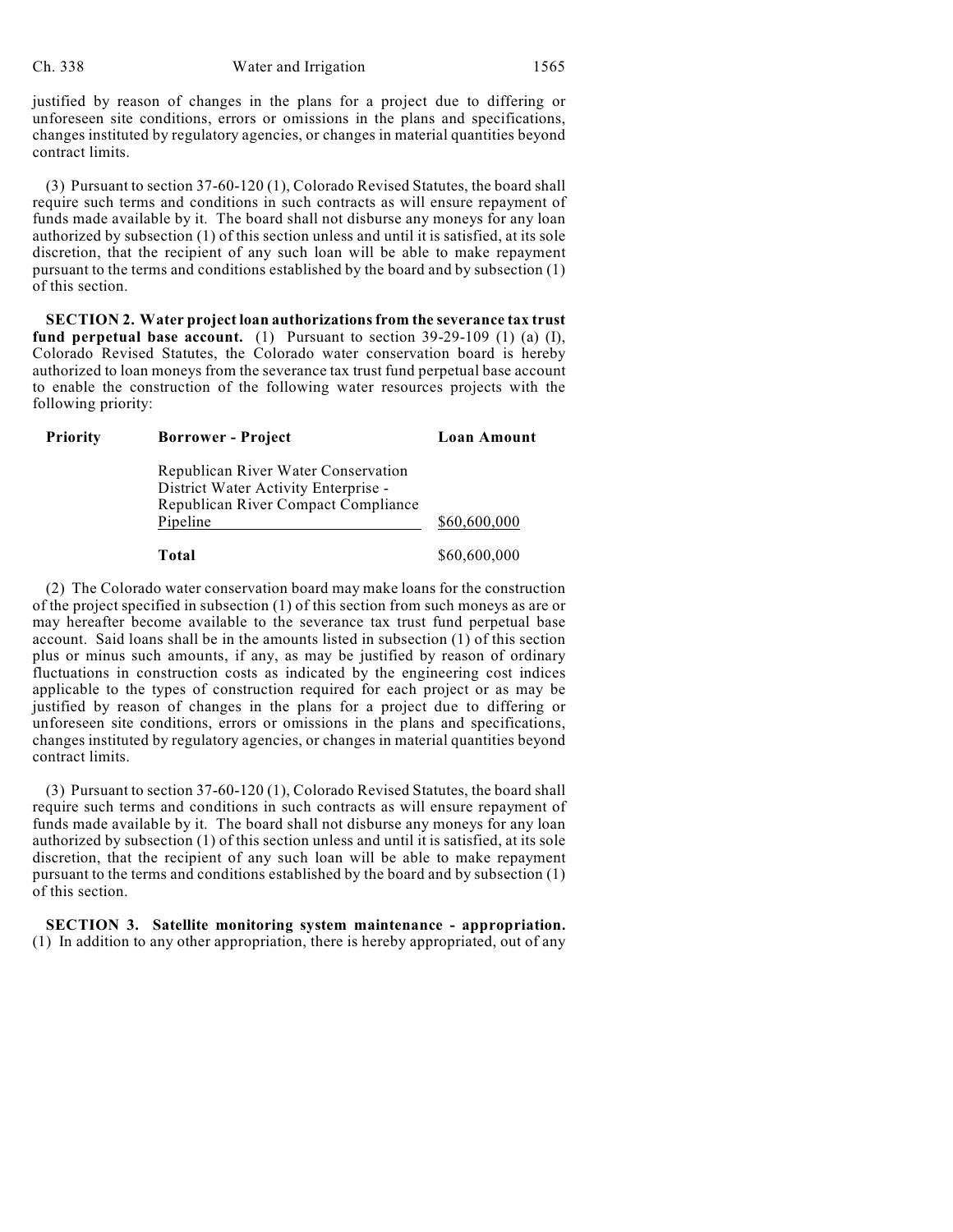justified by reason of changes in the plans for a project due to differing or unforeseen site conditions, errors or omissions in the plans and specifications, changes instituted by regulatory agencies, or changes in material quantities beyond contract limits.

(3) Pursuant to section 37-60-120 (1), Colorado Revised Statutes, the board shall require such terms and conditions in such contracts as will ensure repayment of funds made available by it. The board shall not disburse any moneys for any loan authorized by subsection (1) of this section unless and until it is satisfied, at its sole discretion, that the recipient of any such loan will be able to make repayment pursuant to the terms and conditions established by the board and by subsection (1) of this section.

**SECTION 2. Water project loan authorizations from the severance tax trust fund perpetual base account.** (1) Pursuant to section 39-29-109 (1) (a) (I), Colorado Revised Statutes, the Colorado water conservation board is hereby authorized to loan moneys from the severance tax trust fund perpetual base account to enable the construction of the following water resources projects with the following priority:

| Priority | Borrower - Project | Loan Amount |
|---|---|---|
| | Republican River Water Conservation District Water Activity Enterprise - Republican River Compact Compliance Pipeline | $60,600,000 |
| | **Total** | $60,600,000 |

(2) The Colorado water conservation board may make loans for the construction of the project specified in subsection (1) of this section from such moneys as are or may hereafter become available to the severance tax trust fund perpetual base account. Said loans shall be in the amounts listed in subsection (1) of this section plus or minus such amounts, if any, as may be justified by reason of ordinary fluctuations in construction costs as indicated by the engineering cost indices applicable to the types of construction required for each project or as may be justified by reason of changes in the plans for a project due to differing or unforeseen site conditions, errors or omissions in the plans and specifications, changes instituted by regulatory agencies, or changes in material quantities beyond contract limits.

(3) Pursuant to section 37-60-120 (1), Colorado Revised Statutes, the board shall require such terms and conditions in such contracts as will ensure repayment of funds made available by it. The board shall not disburse any moneys for any loan authorized by subsection (1) of this section unless and until it is satisfied, at its sole discretion, that the recipient of any such loan will be able to make repayment pursuant to the terms and conditions established by the board and by subsection (1) of this section.

**SECTION 3. Satellite monitoring system maintenance - appropriation.** (1) In addition to any other appropriation, there is hereby appropriated, out of any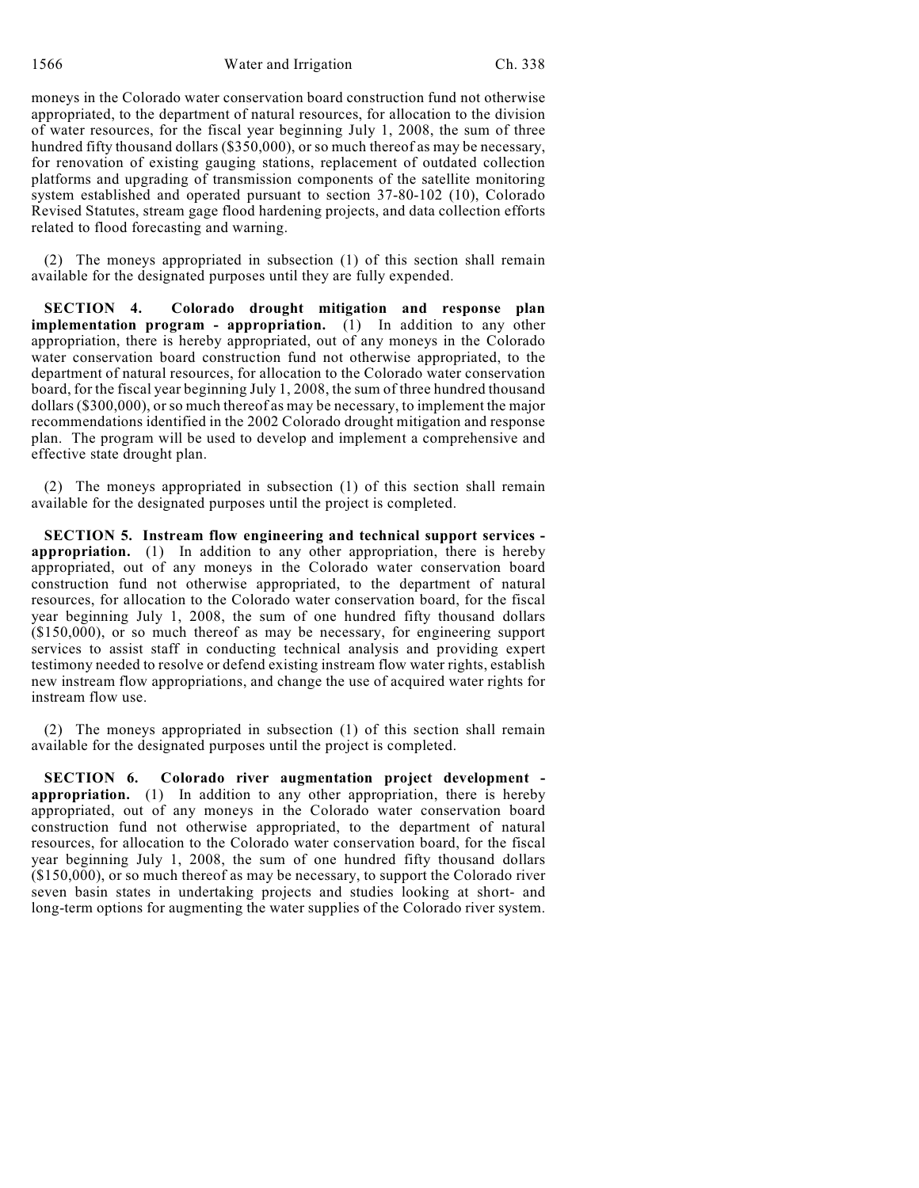moneys in the Colorado water conservation board construction fund not otherwise appropriated, to the department of natural resources, for allocation to the division of water resources, for the fiscal year beginning July 1, 2008, the sum of three hundred fifty thousand dollars ($350,000), or so much thereof as may be necessary, for renovation of existing gauging stations, replacement of outdated collection platforms and upgrading of transmission components of the satellite monitoring system established and operated pursuant to section 37-80-102 (10), Colorado Revised Statutes, stream gage flood hardening projects, and data collection efforts related to flood forecasting and warning.

(2) The moneys appropriated in subsection (1) of this section shall remain available for the designated purposes until they are fully expended.

**SECTION 4. Colorado drought mitigation and response plan implementation program - appropriation.** (1) In addition to any other appropriation, there is hereby appropriated, out of any moneys in the Colorado water conservation board construction fund not otherwise appropriated, to the department of natural resources, for allocation to the Colorado water conservation board, for the fiscal year beginning July 1, 2008, the sum of three hundred thousand dollars ($300,000), or so much thereof as may be necessary, to implement the major recommendations identified in the 2002 Colorado drought mitigation and response plan. The program will be used to develop and implement a comprehensive and effective state drought plan.

(2) The moneys appropriated in subsection (1) of this section shall remain available for the designated purposes until the project is completed.

**SECTION 5. Instream flow engineering and technical support services - appropriation.** (1) In addition to any other appropriation, there is hereby appropriated, out of any moneys in the Colorado water conservation board construction fund not otherwise appropriated, to the department of natural resources, for allocation to the Colorado water conservation board, for the fiscal year beginning July 1, 2008, the sum of one hundred fifty thousand dollars ($150,000), or so much thereof as may be necessary, for engineering support services to assist staff in conducting technical analysis and providing expert testimony needed to resolve or defend existing instream flow water rights, establish new instream flow appropriations, and change the use of acquired water rights for instream flow use.

(2) The moneys appropriated in subsection (1) of this section shall remain available for the designated purposes until the project is completed.

**SECTION 6. Colorado river augmentation project development - appropriation.** (1) In addition to any other appropriation, there is hereby appropriated, out of any moneys in the Colorado water conservation board construction fund not otherwise appropriated, to the department of natural resources, for allocation to the Colorado water conservation board, for the fiscal year beginning July 1, 2008, the sum of one hundred fifty thousand dollars ($150,000), or so much thereof as may be necessary, to support the Colorado river seven basin states in undertaking projects and studies looking at short- and long-term options for augmenting the water supplies of the Colorado river system.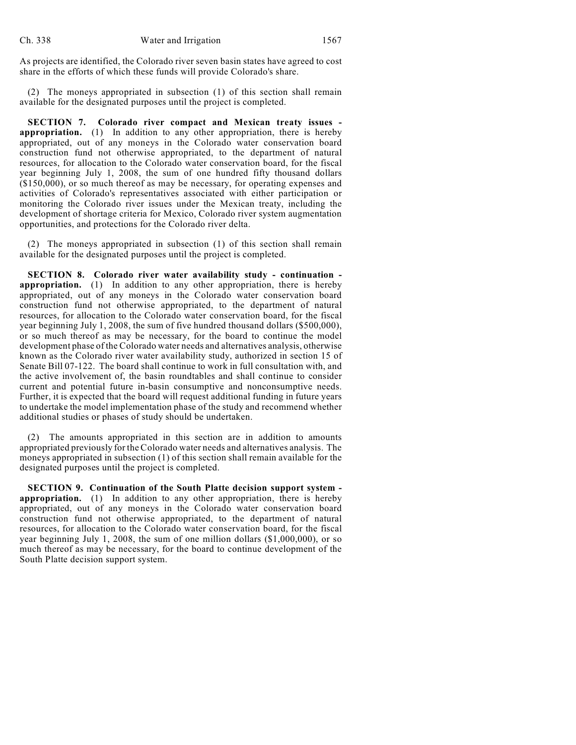As projects are identified, the Colorado river seven basin states have agreed to cost share in the efforts of which these funds will provide Colorado's share.

(2) The moneys appropriated in subsection (1) of this section shall remain available for the designated purposes until the project is completed.

**SECTION 7. Colorado river compact and Mexican treaty issues - appropriation.** (1) In addition to any other appropriation, there is hereby appropriated, out of any moneys in the Colorado water conservation board construction fund not otherwise appropriated, to the department of natural resources, for allocation to the Colorado water conservation board, for the fiscal year beginning July 1, 2008, the sum of one hundred fifty thousand dollars ($150,000), or so much thereof as may be necessary, for operating expenses and activities of Colorado's representatives associated with either participation or monitoring the Colorado river issues under the Mexican treaty, including the development of shortage criteria for Mexico, Colorado river system augmentation opportunities, and protections for the Colorado river delta.

(2) The moneys appropriated in subsection (1) of this section shall remain available for the designated purposes until the project is completed.

**SECTION 8. Colorado river water availability study - continuation - appropriation.** (1) In addition to any other appropriation, there is hereby appropriated, out of any moneys in the Colorado water conservation board construction fund not otherwise appropriated, to the department of natural resources, for allocation to the Colorado water conservation board, for the fiscal year beginning July 1, 2008, the sum of five hundred thousand dollars ($500,000), or so much thereof as may be necessary, for the board to continue the model development phase of the Colorado water needs and alternatives analysis, otherwise known as the Colorado river water availability study, authorized in section 15 of Senate Bill 07-122. The board shall continue to work in full consultation with, and the active involvement of, the basin roundtables and shall continue to consider current and potential future in-basin consumptive and nonconsumptive needs. Further, it is expected that the board will request additional funding in future years to undertake the model implementation phase of the study and recommend whether additional studies or phases of study should be undertaken.

(2) The amounts appropriated in this section are in addition to amounts appropriated previously for the Colorado water needs and alternatives analysis. The moneys appropriated in subsection (1) of this section shall remain available for the designated purposes until the project is completed.

**SECTION 9. Continuation of the South Platte decision support system - appropriation.** (1) In addition to any other appropriation, there is hereby appropriated, out of any moneys in the Colorado water conservation board construction fund not otherwise appropriated, to the department of natural resources, for allocation to the Colorado water conservation board, for the fiscal year beginning July 1, 2008, the sum of one million dollars ($1,000,000), or so much thereof as may be necessary, for the board to continue development of the South Platte decision support system.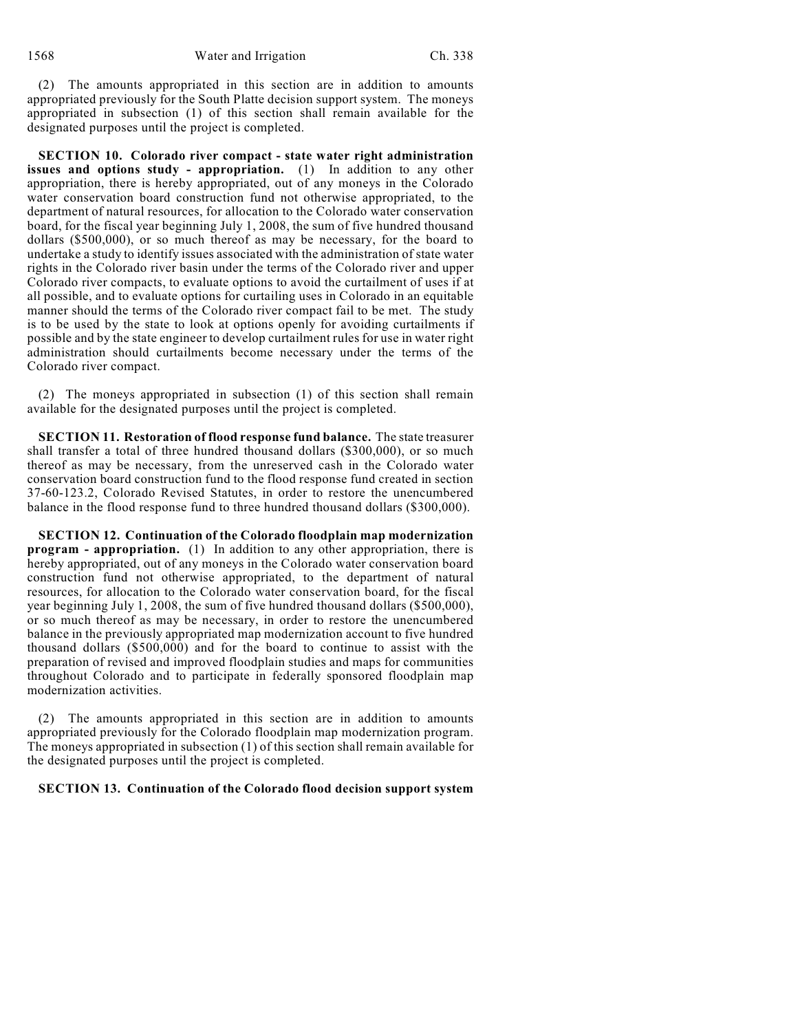(2) The amounts appropriated in this section are in addition to amounts appropriated previously for the South Platte decision support system. The moneys appropriated in subsection (1) of this section shall remain available for the designated purposes until the project is completed.

**SECTION 10. Colorado river compact - state water right administration issues and options study - appropriation.** (1) In addition to any other appropriation, there is hereby appropriated, out of any moneys in the Colorado water conservation board construction fund not otherwise appropriated, to the department of natural resources, for allocation to the Colorado water conservation board, for the fiscal year beginning July 1, 2008, the sum of five hundred thousand dollars ($500,000), or so much thereof as may be necessary, for the board to undertake a study to identify issues associated with the administration of state water rights in the Colorado river basin under the terms of the Colorado river and upper Colorado river compacts, to evaluate options to avoid the curtailment of uses if at all possible, and to evaluate options for curtailing uses in Colorado in an equitable manner should the terms of the Colorado river compact fail to be met. The study is to be used by the state to look at options openly for avoiding curtailments if possible and by the state engineer to develop curtailment rules for use in water right administration should curtailments become necessary under the terms of the Colorado river compact.

(2) The moneys appropriated in subsection (1) of this section shall remain available for the designated purposes until the project is completed.

**SECTION 11. Restoration of flood response fund balance.** The state treasurer shall transfer a total of three hundred thousand dollars ($300,000), or so much thereof as may be necessary, from the unreserved cash in the Colorado water conservation board construction fund to the flood response fund created in section 37-60-123.2, Colorado Revised Statutes, in order to restore the unencumbered balance in the flood response fund to three hundred thousand dollars ($300,000).

**SECTION 12. Continuation of the Colorado floodplain map modernization program - appropriation.** (1) In addition to any other appropriation, there is hereby appropriated, out of any moneys in the Colorado water conservation board construction fund not otherwise appropriated, to the department of natural resources, for allocation to the Colorado water conservation board, for the fiscal year beginning July 1, 2008, the sum of five hundred thousand dollars ($500,000), or so much thereof as may be necessary, in order to restore the unencumbered balance in the previously appropriated map modernization account to five hundred thousand dollars ($500,000) and for the board to continue to assist with the preparation of revised and improved floodplain studies and maps for communities throughout Colorado and to participate in federally sponsored floodplain map modernization activities.

(2) The amounts appropriated in this section are in addition to amounts appropriated previously for the Colorado floodplain map modernization program. The moneys appropriated in subsection (1) of this section shall remain available for the designated purposes until the project is completed.

**SECTION 13. Continuation of the Colorado flood decision support system**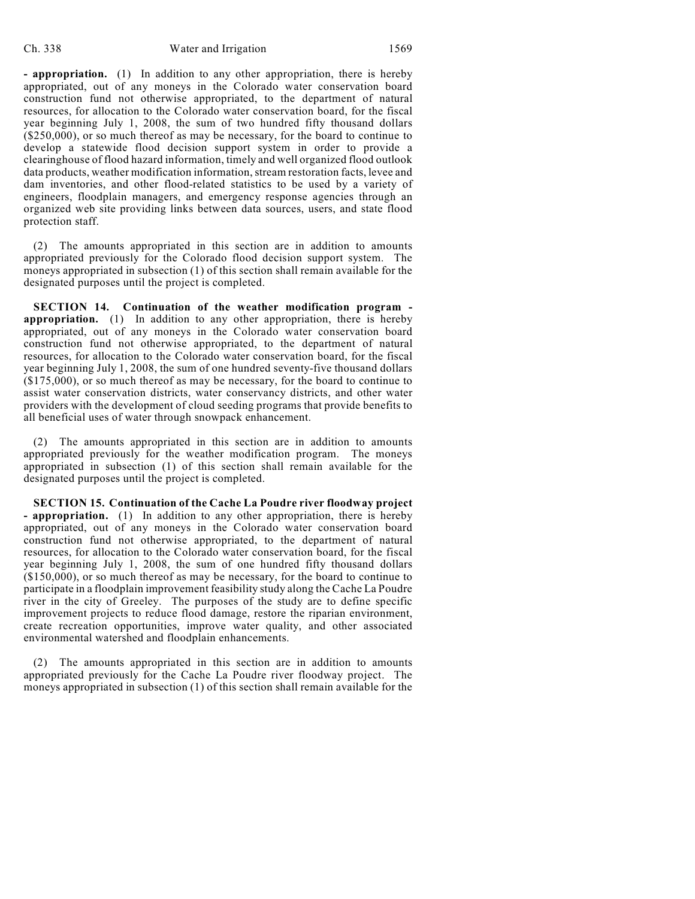**- appropriation.** (1) In addition to any other appropriation, there is hereby appropriated, out of any moneys in the Colorado water conservation board construction fund not otherwise appropriated, to the department of natural resources, for allocation to the Colorado water conservation board, for the fiscal year beginning July 1, 2008, the sum of two hundred fifty thousand dollars ($250,000), or so much thereof as may be necessary, for the board to continue to develop a statewide flood decision support system in order to provide a clearinghouse of flood hazard information, timely and well organized flood outlook data products, weather modification information, stream restoration facts, levee and dam inventories, and other flood-related statistics to be used by a variety of engineers, floodplain managers, and emergency response agencies through an organized web site providing links between data sources, users, and state flood protection staff.

(2) The amounts appropriated in this section are in addition to amounts appropriated previously for the Colorado flood decision support system. The moneys appropriated in subsection (1) of this section shall remain available for the designated purposes until the project is completed.

**SECTION 14. Continuation of the weather modification program - appropriation.** (1) In addition to any other appropriation, there is hereby appropriated, out of any moneys in the Colorado water conservation board construction fund not otherwise appropriated, to the department of natural resources, for allocation to the Colorado water conservation board, for the fiscal year beginning July 1, 2008, the sum of one hundred seventy-five thousand dollars ($175,000), or so much thereof as may be necessary, for the board to continue to assist water conservation districts, water conservancy districts, and other water providers with the development of cloud seeding programs that provide benefits to all beneficial uses of water through snowpack enhancement.

(2) The amounts appropriated in this section are in addition to amounts appropriated previously for the weather modification program. The moneys appropriated in subsection (1) of this section shall remain available for the designated purposes until the project is completed.

**SECTION 15. Continuation of the Cache La Poudre river floodway project - appropriation.** (1) In addition to any other appropriation, there is hereby appropriated, out of any moneys in the Colorado water conservation board construction fund not otherwise appropriated, to the department of natural resources, for allocation to the Colorado water conservation board, for the fiscal year beginning July 1, 2008, the sum of one hundred fifty thousand dollars ($150,000), or so much thereof as may be necessary, for the board to continue to participate in a floodplain improvement feasibility study along the Cache La Poudre river in the city of Greeley. The purposes of the study are to define specific improvement projects to reduce flood damage, restore the riparian environment, create recreation opportunities, improve water quality, and other associated environmental watershed and floodplain enhancements.

(2) The amounts appropriated in this section are in addition to amounts appropriated previously for the Cache La Poudre river floodway project. The moneys appropriated in subsection (1) of this section shall remain available for the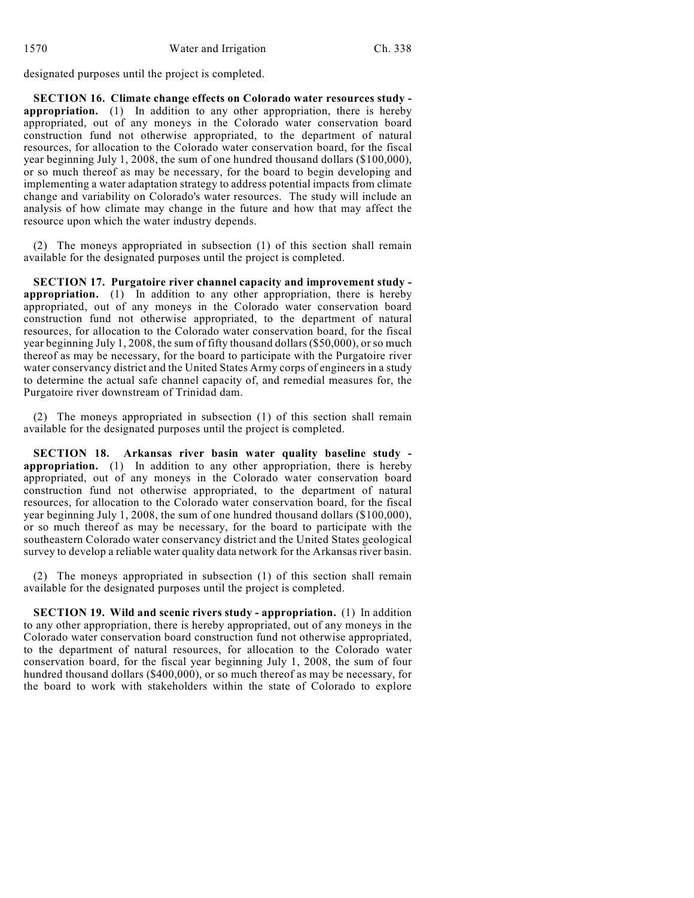designated purposes until the project is completed.

**SECTION 16. Climate change effects on Colorado water resources study - appropriation.** (1) In addition to any other appropriation, there is hereby appropriated, out of any moneys in the Colorado water conservation board construction fund not otherwise appropriated, to the department of natural resources, for allocation to the Colorado water conservation board, for the fiscal year beginning July 1, 2008, the sum of one hundred thousand dollars ($100,000), or so much thereof as may be necessary, for the board to begin developing and implementing a water adaptation strategy to address potential impacts from climate change and variability on Colorado's water resources. The study will include an analysis of how climate may change in the future and how that may affect the resource upon which the water industry depends.

(2) The moneys appropriated in subsection (1) of this section shall remain available for the designated purposes until the project is completed.

**SECTION 17. Purgatoire river channel capacity and improvement study - appropriation.** (1) In addition to any other appropriation, there is hereby appropriated, out of any moneys in the Colorado water conservation board construction fund not otherwise appropriated, to the department of natural resources, for allocation to the Colorado water conservation board, for the fiscal year beginning July 1, 2008, the sum of fifty thousand dollars ($50,000), or so much thereof as may be necessary, for the board to participate with the Purgatoire river water conservancy district and the United States Army corps of engineers in a study to determine the actual safe channel capacity of, and remedial measures for, the Purgatoire river downstream of Trinidad dam.

(2) The moneys appropriated in subsection (1) of this section shall remain available for the designated purposes until the project is completed.

**SECTION 18. Arkansas river basin water quality baseline study - appropriation.** (1) In addition to any other appropriation, there is hereby appropriated, out of any moneys in the Colorado water conservation board construction fund not otherwise appropriated, to the department of natural resources, for allocation to the Colorado water conservation board, for the fiscal year beginning July 1, 2008, the sum of one hundred thousand dollars ($100,000), or so much thereof as may be necessary, for the board to participate with the southeastern Colorado water conservancy district and the United States geological survey to develop a reliable water quality data network for the Arkansas river basin.

(2) The moneys appropriated in subsection (1) of this section shall remain available for the designated purposes until the project is completed.

**SECTION 19. Wild and scenic rivers study - appropriation.** (1) In addition to any other appropriation, there is hereby appropriated, out of any moneys in the Colorado water conservation board construction fund not otherwise appropriated, to the department of natural resources, for allocation to the Colorado water conservation board, for the fiscal year beginning July 1, 2008, the sum of four hundred thousand dollars ($400,000), or so much thereof as may be necessary, for the board to work with stakeholders within the state of Colorado to explore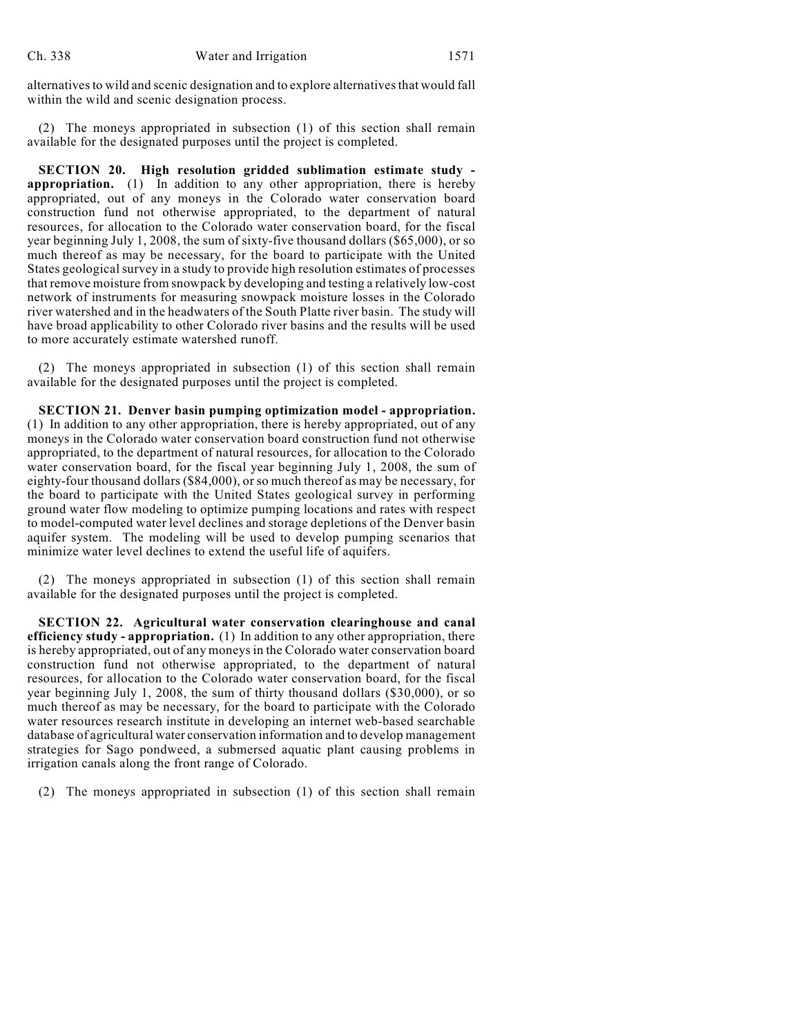alternatives to wild and scenic designation and to explore alternatives that would fall within the wild and scenic designation process.

(2) The moneys appropriated in subsection (1) of this section shall remain available for the designated purposes until the project is completed.

**SECTION 20. High resolution gridded sublimation estimate study - appropriation.** (1) In addition to any other appropriation, there is hereby appropriated, out of any moneys in the Colorado water conservation board construction fund not otherwise appropriated, to the department of natural resources, for allocation to the Colorado water conservation board, for the fiscal year beginning July 1, 2008, the sum of sixty-five thousand dollars ($65,000), or so much thereof as may be necessary, for the board to participate with the United States geological survey in a study to provide high resolution estimates of processes that remove moisture from snowpack by developing and testing a relatively low-cost network of instruments for measuring snowpack moisture losses in the Colorado river watershed and in the headwaters of the South Platte river basin. The study will have broad applicability to other Colorado river basins and the results will be used to more accurately estimate watershed runoff.

(2) The moneys appropriated in subsection (1) of this section shall remain available for the designated purposes until the project is completed.

**SECTION 21. Denver basin pumping optimization model - appropriation.** (1) In addition to any other appropriation, there is hereby appropriated, out of any moneys in the Colorado water conservation board construction fund not otherwise appropriated, to the department of natural resources, for allocation to the Colorado water conservation board, for the fiscal year beginning July 1, 2008, the sum of eighty-four thousand dollars ($84,000), or so much thereof as may be necessary, for the board to participate with the United States geological survey in performing ground water flow modeling to optimize pumping locations and rates with respect to model-computed water level declines and storage depletions of the Denver basin aquifer system. The modeling will be used to develop pumping scenarios that minimize water level declines to extend the useful life of aquifers.

(2) The moneys appropriated in subsection (1) of this section shall remain available for the designated purposes until the project is completed.

**SECTION 22. Agricultural water conservation clearinghouse and canal efficiency study - appropriation.** (1) In addition to any other appropriation, there is hereby appropriated, out of any moneys in the Colorado water conservation board construction fund not otherwise appropriated, to the department of natural resources, for allocation to the Colorado water conservation board, for the fiscal year beginning July 1, 2008, the sum of thirty thousand dollars ($30,000), or so much thereof as may be necessary, for the board to participate with the Colorado water resources research institute in developing an internet web-based searchable database of agricultural water conservation information and to develop management strategies for Sago pondweed, a submersed aquatic plant causing problems in irrigation canals along the front range of Colorado.

(2) The moneys appropriated in subsection (1) of this section shall remain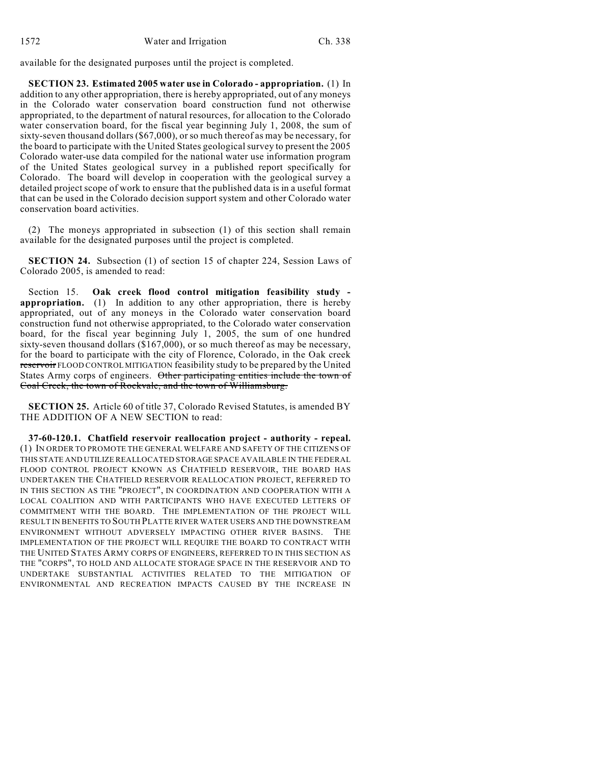available for the designated purposes until the project is completed.

**SECTION 23. Estimated 2005 water use in Colorado - appropriation.** (1) In addition to any other appropriation, there is hereby appropriated, out of any moneys in the Colorado water conservation board construction fund not otherwise appropriated, to the department of natural resources, for allocation to the Colorado water conservation board, for the fiscal year beginning July 1, 2008, the sum of sixty-seven thousand dollars ($67,000), or so much thereof as may be necessary, for the board to participate with the United States geological survey to present the 2005 Colorado water-use data compiled for the national water use information program of the United States geological survey in a published report specifically for Colorado. The board will develop in cooperation with the geological survey a detailed project scope of work to ensure that the published data is in a useful format that can be used in the Colorado decision support system and other Colorado water conservation board activities.

(2) The moneys appropriated in subsection (1) of this section shall remain available for the designated purposes until the project is completed.

**SECTION 24.** Subsection (1) of section 15 of chapter 224, Session Laws of Colorado 2005, is amended to read:

Section 15. **Oak creek flood control mitigation feasibility study - appropriation.** (1) In addition to any other appropriation, there is hereby appropriated, out of any moneys in the Colorado water conservation board construction fund not otherwise appropriated, to the Colorado water conservation board, for the fiscal year beginning July 1, 2005, the sum of one hundred sixty-seven thousand dollars ($167,000), or so much thereof as may be necessary, for the board to participate with the city of Florence, Colorado, in the Oak creek ~~reservoir~~ FLOOD CONTROL MITIGATION feasibility study to be prepared by the United States Army corps of engineers. ~~Other participating entities include the town of Coal Creek, the town of Rockvale, and the town of Williamsburg.~~

**SECTION 25.** Article 60 of title 37, Colorado Revised Statutes, is amended BY THE ADDITION OF A NEW SECTION to read:

**37-60-120.1. Chatfield reservoir reallocation project - authority - repeal.** (1) IN ORDER TO PROMOTE THE GENERAL WELFARE AND SAFETY OF THE CITIZENS OF THIS STATE AND UTILIZE REALLOCATED STORAGE SPACE AVAILABLE IN THE FEDERAL FLOOD CONTROL PROJECT KNOWN AS CHATFIELD RESERVOIR, THE BOARD HAS UNDERTAKEN THE CHATFIELD RESERVOIR REALLOCATION PROJECT, REFERRED TO IN THIS SECTION AS THE "PROJECT", IN COORDINATION AND COOPERATION WITH A LOCAL COALITION AND WITH PARTICIPANTS WHO HAVE EXECUTED LETTERS OF COMMITMENT WITH THE BOARD. THE IMPLEMENTATION OF THE PROJECT WILL RESULT IN BENEFITS TO SOUTH PLATTE RIVER WATER USERS AND THE DOWNSTREAM ENVIRONMENT WITHOUT ADVERSELY IMPACTING OTHER RIVER BASINS. THE IMPLEMENTATION OF THE PROJECT WILL REQUIRE THE BOARD TO CONTRACT WITH THE UNITED STATES ARMY CORPS OF ENGINEERS, REFERRED TO IN THIS SECTION AS THE "CORPS", TO HOLD AND ALLOCATE STORAGE SPACE IN THE RESERVOIR AND TO UNDERTAKE SUBSTANTIAL ACTIVITIES RELATED TO THE MITIGATION OF ENVIRONMENTAL AND RECREATION IMPACTS CAUSED BY THE INCREASE IN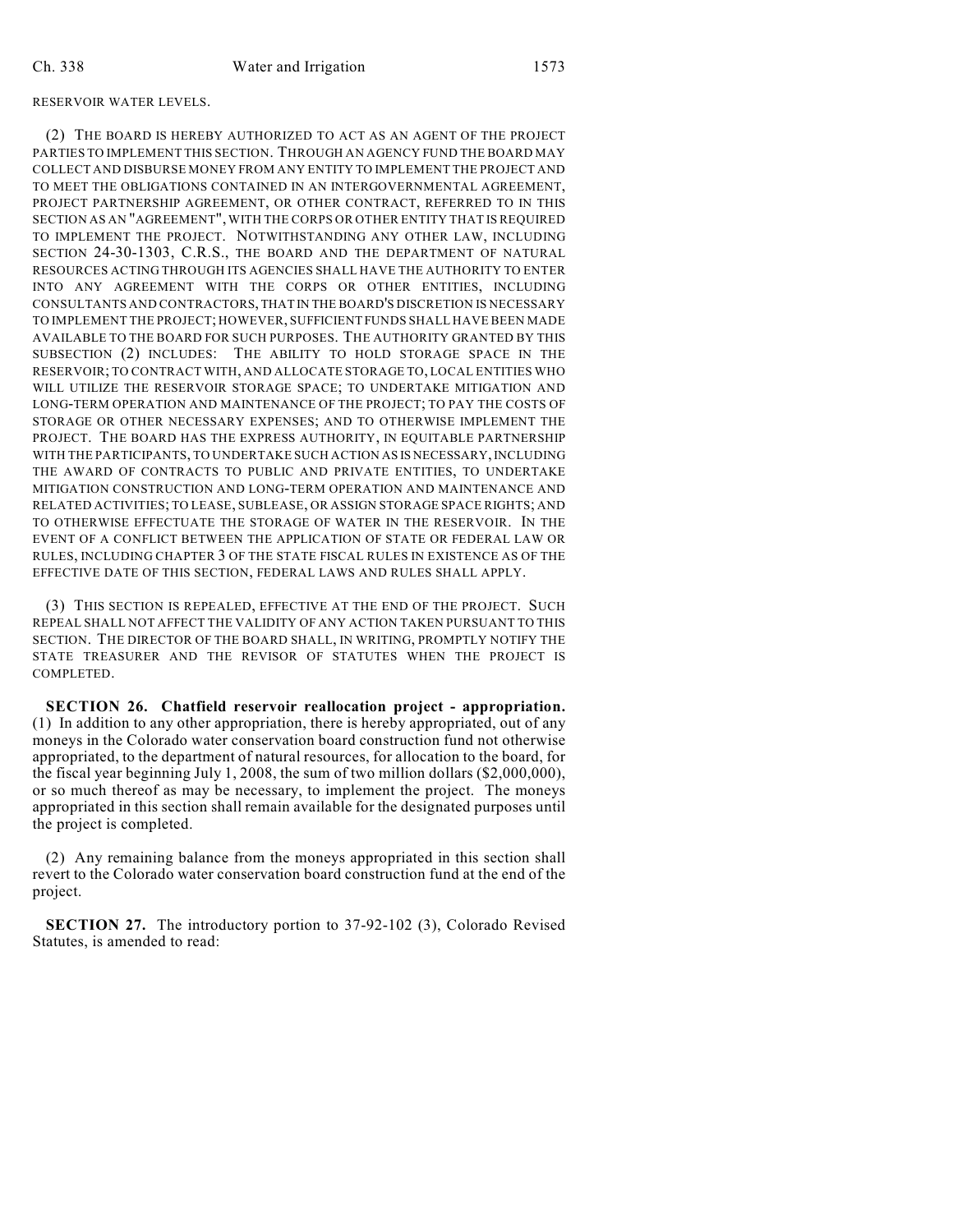RESERVOIR WATER LEVELS.

(2) THE BOARD IS HEREBY AUTHORIZED TO ACT AS AN AGENT OF THE PROJECT PARTIES TO IMPLEMENT THIS SECTION. THROUGH AN AGENCY FUND THE BOARD MAY COLLECT AND DISBURSE MONEY FROM ANY ENTITY TO IMPLEMENT THE PROJECT AND TO MEET THE OBLIGATIONS CONTAINED IN AN INTERGOVERNMENTAL AGREEMENT, PROJECT PARTNERSHIP AGREEMENT, OR OTHER CONTRACT, REFERRED TO IN THIS SECTION AS AN "AGREEMENT", WITH THE CORPS OR OTHER ENTITY THAT IS REQUIRED TO IMPLEMENT THE PROJECT. NOTWITHSTANDING ANY OTHER LAW, INCLUDING SECTION 24-30-1303, C.R.S., THE BOARD AND THE DEPARTMENT OF NATURAL RESOURCES ACTING THROUGH ITS AGENCIES SHALL HAVE THE AUTHORITY TO ENTER INTO ANY AGREEMENT WITH THE CORPS OR OTHER ENTITIES, INCLUDING CONSULTANTS AND CONTRACTORS, THAT IN THE BOARD'S DISCRETION IS NECESSARY TO IMPLEMENT THE PROJECT; HOWEVER, SUFFICIENT FUNDS SHALL HAVE BEEN MADE AVAILABLE TO THE BOARD FOR SUCH PURPOSES. THE AUTHORITY GRANTED BY THIS SUBSECTION (2) INCLUDES: THE ABILITY TO HOLD STORAGE SPACE IN THE RESERVOIR; TO CONTRACT WITH, AND ALLOCATE STORAGE TO, LOCAL ENTITIES WHO WILL UTILIZE THE RESERVOIR STORAGE SPACE; TO UNDERTAKE MITIGATION AND LONG-TERM OPERATION AND MAINTENANCE OF THE PROJECT; TO PAY THE COSTS OF STORAGE OR OTHER NECESSARY EXPENSES; AND TO OTHERWISE IMPLEMENT THE PROJECT. THE BOARD HAS THE EXPRESS AUTHORITY, IN EQUITABLE PARTNERSHIP WITH THE PARTICIPANTS, TO UNDERTAKE SUCH ACTION AS IS NECESSARY, INCLUDING THE AWARD OF CONTRACTS TO PUBLIC AND PRIVATE ENTITIES, TO UNDERTAKE MITIGATION CONSTRUCTION AND LONG-TERM OPERATION AND MAINTENANCE AND RELATED ACTIVITIES; TO LEASE, SUBLEASE, OR ASSIGN STORAGE SPACE RIGHTS; AND TO OTHERWISE EFFECTUATE THE STORAGE OF WATER IN THE RESERVOIR. IN THE EVENT OF A CONFLICT BETWEEN THE APPLICATION OF STATE OR FEDERAL LAW OR RULES, INCLUDING CHAPTER 3 OF THE STATE FISCAL RULES IN EXISTENCE AS OF THE EFFECTIVE DATE OF THIS SECTION, FEDERAL LAWS AND RULES SHALL APPLY.

(3) THIS SECTION IS REPEALED, EFFECTIVE AT THE END OF THE PROJECT. SUCH REPEAL SHALL NOT AFFECT THE VALIDITY OF ANY ACTION TAKEN PURSUANT TO THIS SECTION. THE DIRECTOR OF THE BOARD SHALL, IN WRITING, PROMPTLY NOTIFY THE STATE TREASURER AND THE REVISOR OF STATUTES WHEN THE PROJECT IS COMPLETED.

**SECTION 26. Chatfield reservoir reallocation project - appropriation.** (1) In addition to any other appropriation, there is hereby appropriated, out of any moneys in the Colorado water conservation board construction fund not otherwise appropriated, to the department of natural resources, for allocation to the board, for the fiscal year beginning July 1, 2008, the sum of two million dollars ($2,000,000), or so much thereof as may be necessary, to implement the project. The moneys appropriated in this section shall remain available for the designated purposes until the project is completed.

(2) Any remaining balance from the moneys appropriated in this section shall revert to the Colorado water conservation board construction fund at the end of the project.

**SECTION 27.** The introductory portion to 37-92-102 (3), Colorado Revised Statutes, is amended to read: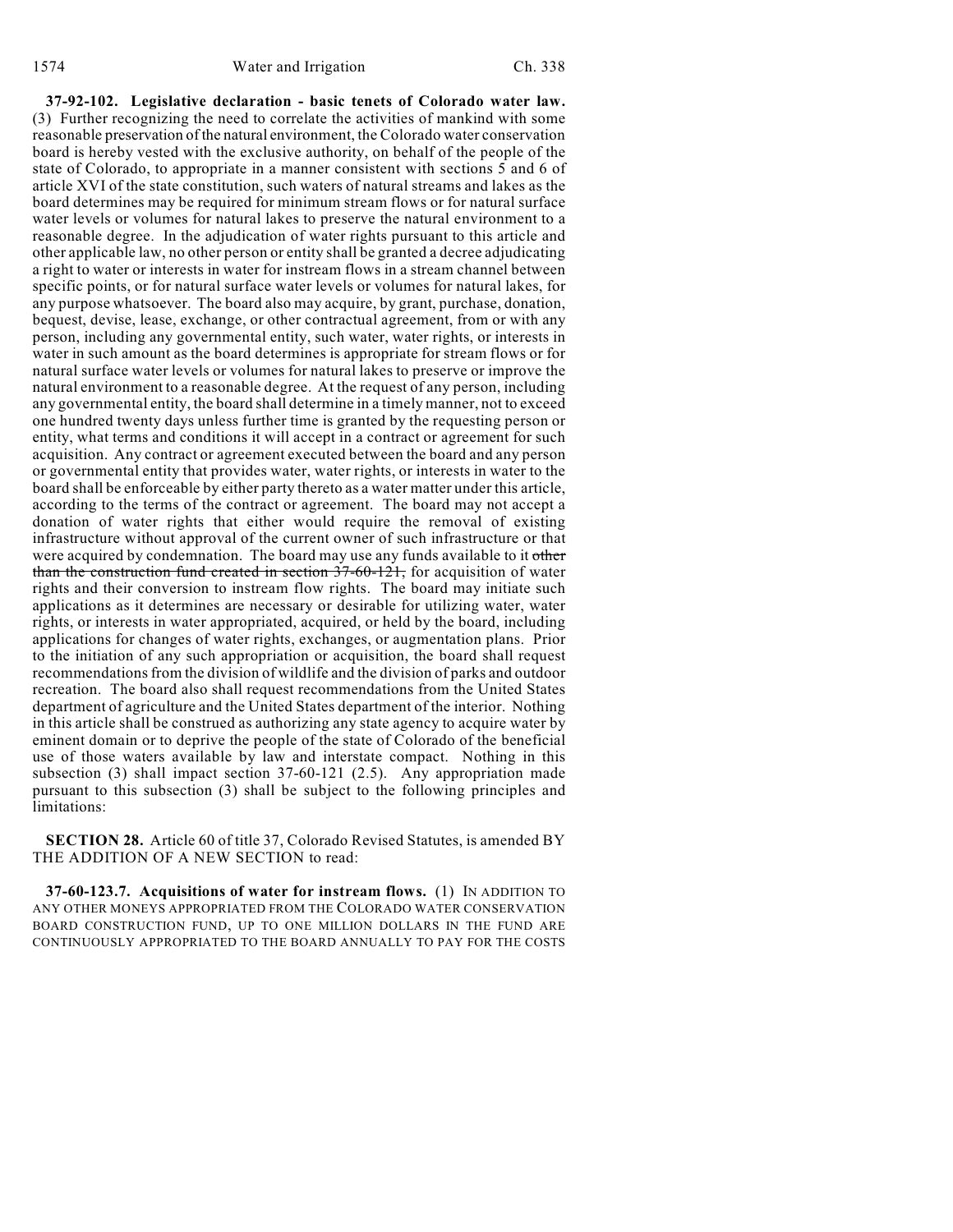**37-92-102. Legislative declaration - basic tenets of Colorado water law.** (3) Further recognizing the need to correlate the activities of mankind with some reasonable preservation of the natural environment, the Colorado water conservation board is hereby vested with the exclusive authority, on behalf of the people of the state of Colorado, to appropriate in a manner consistent with sections 5 and 6 of article XVI of the state constitution, such waters of natural streams and lakes as the board determines may be required for minimum stream flows or for natural surface water levels or volumes for natural lakes to preserve the natural environment to a reasonable degree. In the adjudication of water rights pursuant to this article and other applicable law, no other person or entity shall be granted a decree adjudicating a right to water or interests in water for instream flows in a stream channel between specific points, or for natural surface water levels or volumes for natural lakes, for any purpose whatsoever. The board also may acquire, by grant, purchase, donation, bequest, devise, lease, exchange, or other contractual agreement, from or with any person, including any governmental entity, such water, water rights, or interests in water in such amount as the board determines is appropriate for stream flows or for natural surface water levels or volumes for natural lakes to preserve or improve the natural environment to a reasonable degree. At the request of any person, including any governmental entity, the board shall determine in a timely manner, not to exceed one hundred twenty days unless further time is granted by the requesting person or entity, what terms and conditions it will accept in a contract or agreement for such acquisition. Any contract or agreement executed between the board and any person or governmental entity that provides water, water rights, or interests in water to the board shall be enforceable by either party thereto as a water matter under this article, according to the terms of the contract or agreement. The board may not accept a donation of water rights that either would require the removal of existing infrastructure without approval of the current owner of such infrastructure or that were acquired by condemnation. The board may use any funds available to it ~~other than the construction fund created in section 37-60-121,~~ for acquisition of water rights and their conversion to instream flow rights. The board may initiate such applications as it determines are necessary or desirable for utilizing water, water rights, or interests in water appropriated, acquired, or held by the board, including applications for changes of water rights, exchanges, or augmentation plans. Prior to the initiation of any such appropriation or acquisition, the board shall request recommendations from the division of wildlife and the division of parks and outdoor recreation. The board also shall request recommendations from the United States department of agriculture and the United States department of the interior. Nothing in this article shall be construed as authorizing any state agency to acquire water by eminent domain or to deprive the people of the state of Colorado of the beneficial use of those waters available by law and interstate compact. Nothing in this subsection (3) shall impact section 37-60-121 (2.5). Any appropriation made pursuant to this subsection (3) shall be subject to the following principles and limitations:

**SECTION 28.** Article 60 of title 37, Colorado Revised Statutes, is amended BY THE ADDITION OF A NEW SECTION to read:

**37-60-123.7. Acquisitions of water for instream flows.** (1) IN ADDITION TO ANY OTHER MONEYS APPROPRIATED FROM THE COLORADO WATER CONSERVATION BOARD CONSTRUCTION FUND, UP TO ONE MILLION DOLLARS IN THE FUND ARE CONTINUOUSLY APPROPRIATED TO THE BOARD ANNUALLY TO PAY FOR THE COSTS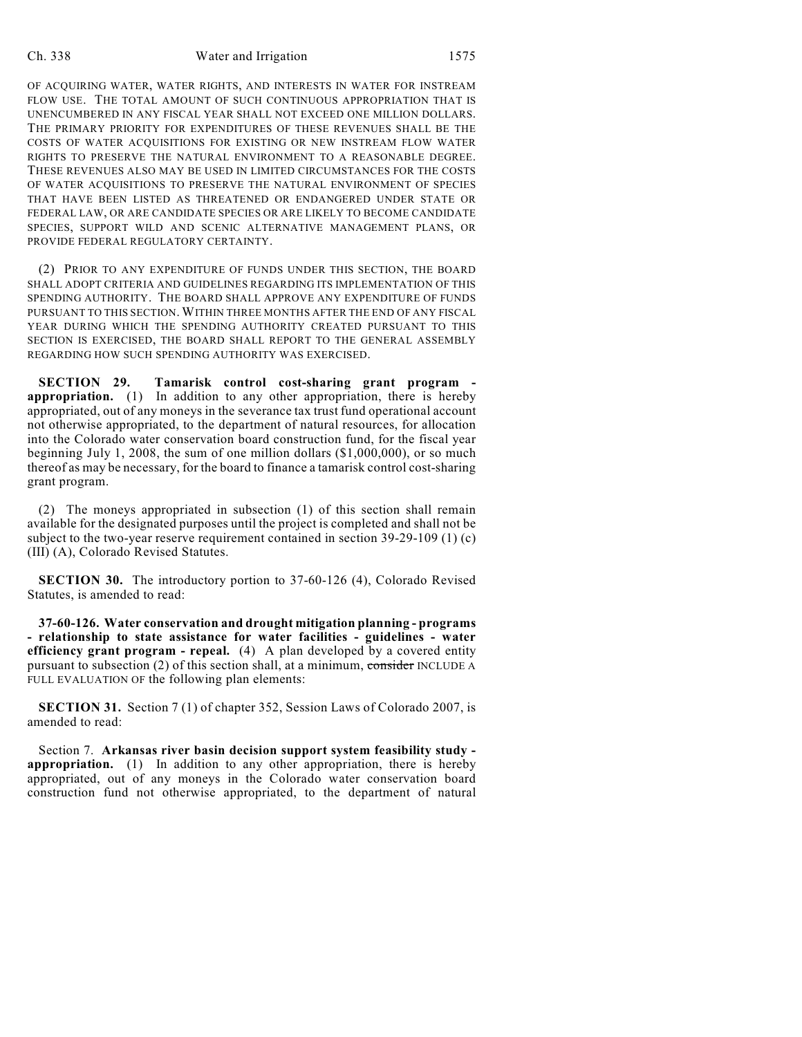OF ACQUIRING WATER, WATER RIGHTS, AND INTERESTS IN WATER FOR INSTREAM FLOW USE. THE TOTAL AMOUNT OF SUCH CONTINUOUS APPROPRIATION THAT IS UNENCUMBERED IN ANY FISCAL YEAR SHALL NOT EXCEED ONE MILLION DOLLARS. THE PRIMARY PRIORITY FOR EXPENDITURES OF THESE REVENUES SHALL BE THE COSTS OF WATER ACQUISITIONS FOR EXISTING OR NEW INSTREAM FLOW WATER RIGHTS TO PRESERVE THE NATURAL ENVIRONMENT TO A REASONABLE DEGREE. THESE REVENUES ALSO MAY BE USED IN LIMITED CIRCUMSTANCES FOR THE COSTS OF WATER ACQUISITIONS TO PRESERVE THE NATURAL ENVIRONMENT OF SPECIES THAT HAVE BEEN LISTED AS THREATENED OR ENDANGERED UNDER STATE OR FEDERAL LAW, OR ARE CANDIDATE SPECIES OR ARE LIKELY TO BECOME CANDIDATE SPECIES, SUPPORT WILD AND SCENIC ALTERNATIVE MANAGEMENT PLANS, OR PROVIDE FEDERAL REGULATORY CERTAINTY.

(2) PRIOR TO ANY EXPENDITURE OF FUNDS UNDER THIS SECTION, THE BOARD SHALL ADOPT CRITERIA AND GUIDELINES REGARDING ITS IMPLEMENTATION OF THIS SPENDING AUTHORITY. THE BOARD SHALL APPROVE ANY EXPENDITURE OF FUNDS PURSUANT TO THIS SECTION. WITHIN THREE MONTHS AFTER THE END OF ANY FISCAL YEAR DURING WHICH THE SPENDING AUTHORITY CREATED PURSUANT TO THIS SECTION IS EXERCISED, THE BOARD SHALL REPORT TO THE GENERAL ASSEMBLY REGARDING HOW SUCH SPENDING AUTHORITY WAS EXERCISED.

**SECTION 29. Tamarisk control cost-sharing grant program - appropriation.** (1) In addition to any other appropriation, there is hereby appropriated, out of any moneys in the severance tax trust fund operational account not otherwise appropriated, to the department of natural resources, for allocation into the Colorado water conservation board construction fund, for the fiscal year beginning July 1, 2008, the sum of one million dollars ($1,000,000), or so much thereof as may be necessary, for the board to finance a tamarisk control cost-sharing grant program.

(2) The moneys appropriated in subsection (1) of this section shall remain available for the designated purposes until the project is completed and shall not be subject to the two-year reserve requirement contained in section 39-29-109 (1) (c) (III) (A), Colorado Revised Statutes.

**SECTION 30.** The introductory portion to 37-60-126 (4), Colorado Revised Statutes, is amended to read:

**37-60-126. Water conservation and drought mitigation planning - programs - relationship to state assistance for water facilities - guidelines - water efficiency grant program - repeal.** (4) A plan developed by a covered entity pursuant to subsection (2) of this section shall, at a minimum, ~~consider~~ INCLUDE A FULL EVALUATION OF the following plan elements:

**SECTION 31.** Section 7 (1) of chapter 352, Session Laws of Colorado 2007, is amended to read:

Section 7. **Arkansas river basin decision support system feasibility study - appropriation.** (1) In addition to any other appropriation, there is hereby appropriated, out of any moneys in the Colorado water conservation board construction fund not otherwise appropriated, to the department of natural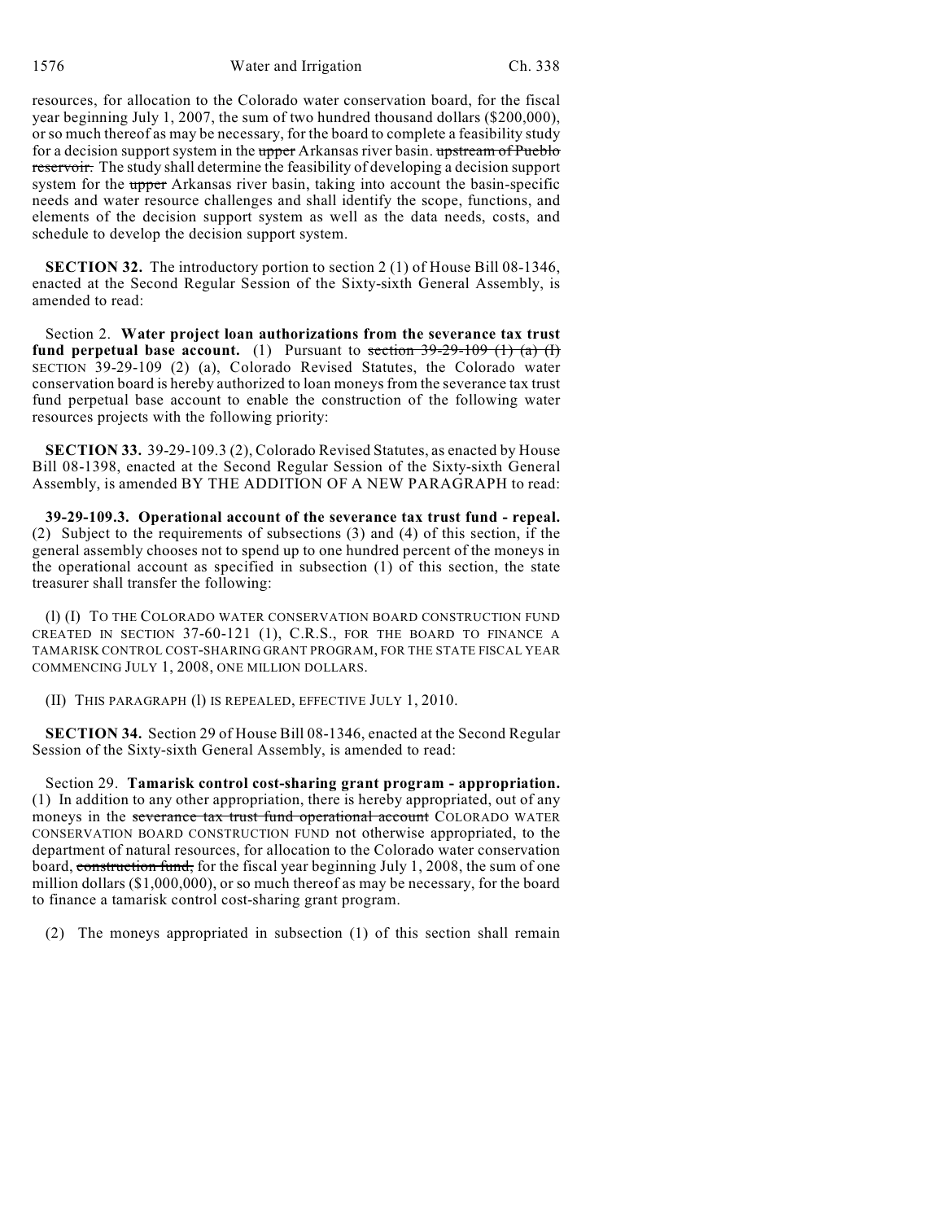resources, for allocation to the Colorado water conservation board, for the fiscal year beginning July 1, 2007, the sum of two hundred thousand dollars ($200,000), or so much thereof as may be necessary, for the board to complete a feasibility study for a decision support system in the ~~upper~~ Arkansas river basin. ~~upstream of Pueblo reservoir.~~ The study shall determine the feasibility of developing a decision support system for the ~~upper~~ Arkansas river basin, taking into account the basin-specific needs and water resource challenges and shall identify the scope, functions, and elements of the decision support system as well as the data needs, costs, and schedule to develop the decision support system.

**SECTION 32.** The introductory portion to section 2 (1) of House Bill 08-1346, enacted at the Second Regular Session of the Sixty-sixth General Assembly, is amended to read:

Section 2. **Water project loan authorizations from the severance tax trust fund perpetual base account.** (1) Pursuant to ~~section 39-29-109 (1) (a) (I)~~ SECTION 39-29-109 (2) (a), Colorado Revised Statutes, the Colorado water conservation board is hereby authorized to loan moneys from the severance tax trust fund perpetual base account to enable the construction of the following water resources projects with the following priority:

**SECTION 33.** 39-29-109.3 (2), Colorado Revised Statutes, as enacted by House Bill 08-1398, enacted at the Second Regular Session of the Sixty-sixth General Assembly, is amended BY THE ADDITION OF A NEW PARAGRAPH to read:

**39-29-109.3. Operational account of the severance tax trust fund - repeal.** (2) Subject to the requirements of subsections (3) and (4) of this section, if the general assembly chooses not to spend up to one hundred percent of the moneys in the operational account as specified in subsection (1) of this section, the state treasurer shall transfer the following:

(l) (I) TO THE COLORADO WATER CONSERVATION BOARD CONSTRUCTION FUND CREATED IN SECTION 37-60-121 (1), C.R.S., FOR THE BOARD TO FINANCE A TAMARISK CONTROL COST-SHARING GRANT PROGRAM, FOR THE STATE FISCAL YEAR COMMENCING JULY 1, 2008, ONE MILLION DOLLARS.

(II) THIS PARAGRAPH (l) IS REPEALED, EFFECTIVE JULY 1, 2010.

**SECTION 34.** Section 29 of House Bill 08-1346, enacted at the Second Regular Session of the Sixty-sixth General Assembly, is amended to read:

Section 29. **Tamarisk control cost-sharing grant program - appropriation.** (1) In addition to any other appropriation, there is hereby appropriated, out of any moneys in the ~~severance tax trust fund operational account~~ COLORADO WATER CONSERVATION BOARD CONSTRUCTION FUND not otherwise appropriated, to the department of natural resources, for allocation to the Colorado water conservation board, ~~construction fund,~~ for the fiscal year beginning July 1, 2008, the sum of one million dollars ($1,000,000), or so much thereof as may be necessary, for the board to finance a tamarisk control cost-sharing grant program.

(2) The moneys appropriated in subsection (1) of this section shall remain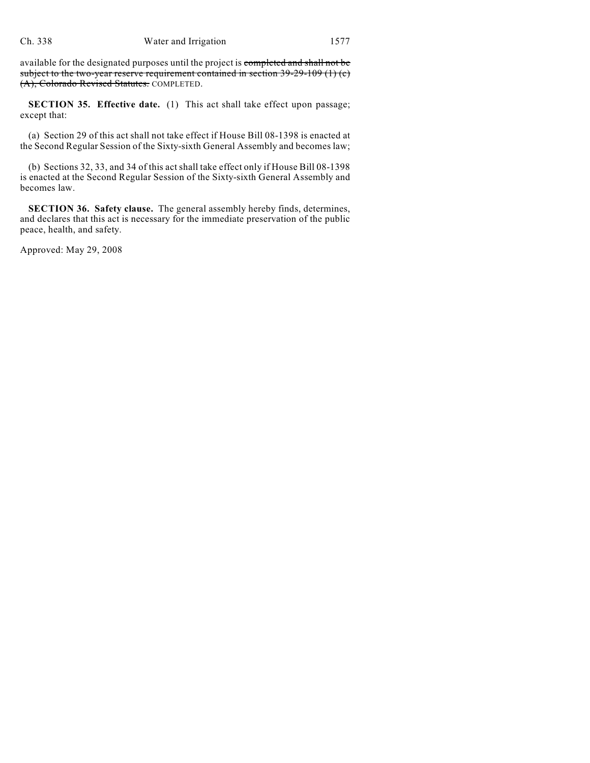available for the designated purposes until the project is ~~completed and shall not be subject to the two-year reserve requirement contained in section 39-29-109 (1) (c) (A), Colorado Revised Statutes.~~ COMPLETED.

**SECTION 35. Effective date.** (1) This act shall take effect upon passage; except that:

(a) Section 29 of this act shall not take effect if House Bill 08-1398 is enacted at the Second Regular Session of the Sixty-sixth General Assembly and becomes law;

(b) Sections 32, 33, and 34 of this act shall take effect only if House Bill 08-1398 is enacted at the Second Regular Session of the Sixty-sixth General Assembly and becomes law.

**SECTION 36. Safety clause.** The general assembly hereby finds, determines, and declares that this act is necessary for the immediate preservation of the public peace, health, and safety.

Approved: May 29, 2008